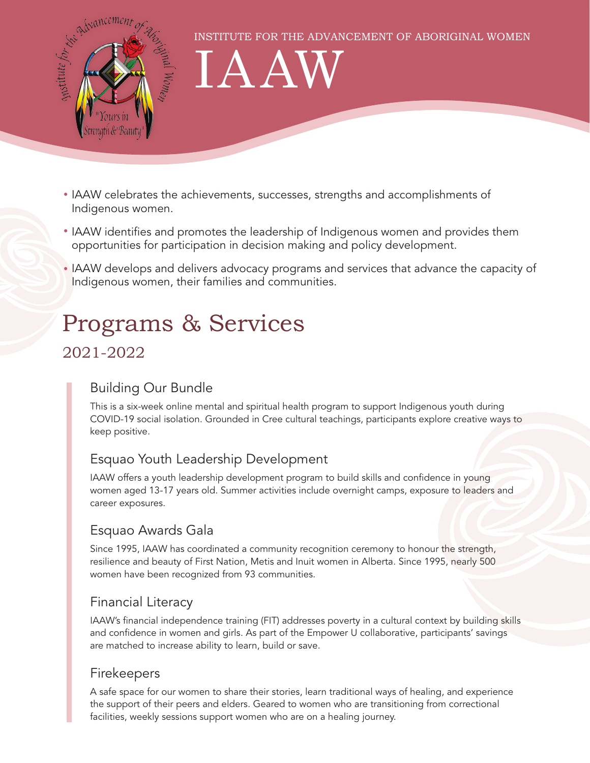INSTITUTE FOR THE ADVANCEMENT OF ABORIGINAL WOMEN

# IAAW

- IAAW celebrates the achievements, successes, strengths and accomplishments of Indigenous women.
- IAAW identifies and promotes the leadership of Indigenous women and provides them opportunities for participation in decision making and policy development.
- IAAW develops and delivers advocacy programs and services that advance the capacity of Indigenous women, their families and communities.

# Programs & Services

## 2021-2022

### Building Our Bundle

This is a six-week online mental and spiritual health program to support Indigenous youth during COVID-19 social isolation. Grounded in Cree cultural teachings, participants explore creative ways to keep positive.

### Esquao Youth Leadership Development

IAAW offers a youth leadership development program to build skills and confidence in young women aged 13-17 years old. Summer activities include overnight camps, exposure to leaders and career exposures.

### Esquao Awards Gala

Since 1995, IAAW has coordinated a community recognition ceremony to honour the strength, resilience and beauty of First Nation, Metis and Inuit women in Alberta. Since 1995, nearly 500 women have been recognized from 93 communities.

### Financial Literacy

IAAW's financial independence training (FIT) addresses poverty in a cultural context by building skills and confidence in women and girls. As part of the Empower U collaborative, participants' savings are matched to increase ability to learn, build or save.

### Firekeepers

A safe space for our women to share their stories, learn traditional ways of healing, and experience the support of their peers and elders. Geared to women who are transitioning from correctional facilities, weekly sessions support women who are on a healing journey.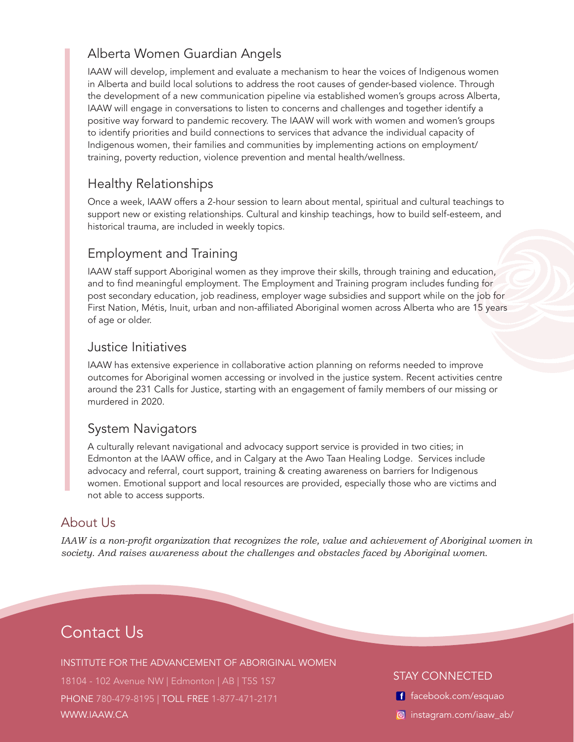## Alberta Women Guardian Angels

IAAW will develop, implement and evaluate a mechanism to hear the voices of Indigenous women in Alberta and build local solutions to address the root causes of gender-based violence. Through the development of a new communication pipeline via established women's groups across Alberta, IAAW will engage in conversations to listen to concerns and challenges and together identify a positive way forward to pandemic recovery. The IAAW will work with women and women's groups to identify priorities and build connections to services that advance the individual capacity of Indigenous women, their families and communities by implementing actions on employment/training, poverty reduction, violence prevention and mental health/wellness.

## Healthy Relationships

Once a week, IAAW offers a 2-hour session to learn about mental, spiritual and cultural teachings to support new or existing relationships. Cultural and kinship teachings, how to build self-esteem, and historical trauma, are included in weekly topics.

## Employment and Training

IAAW staff support Aboriginal women as they improve their skills, through training and education, and to find meaningful employment. The Employment and Training program includes funding for post secondary education, job readiness, employer wage subsidies and support while on the job for First Nation, Métis, Inuit, urban and non-affiliated Aboriginal women across Alberta who are 15 years of age or older.

## Justice Initiatives

IAAW has extensive experience in collaborative action planning on reforms needed to improve outcomes for Aboriginal women accessing or involved in the justice system. Recent activities centre around the 231 Calls for Justice, starting with an engagement of family members of our missing or murdered in 2020.

## System Navigators

A culturally relevant navigational and advocacy support service is provided in two cities; in Edmonton at the IAAW office, and in Calgary at the Awo Taan Healing Lodge. Services include advocacy and referral, court support, training & creating awareness on barriers for Indigenous women. Emotional support and local resources are provided, especially those who are victims and not able to access supports.

## About Us

*IAAW is a non-profit organization that recognizes the role, value and achievement of Aboriginal women in society. And raises awareness about the challenges and obstacles faced by Aboriginal women.*

## Contact Us

INSTITUTE FOR THE ADVANCEMENT OF ABORIGINAL WOMEN

18104 - 102 Avenue NW | Edmonton | AB | T5S 1S7

PHONE 780-479-8195 | TOLL FREE 1-877-471-2171

WWW.IAAW.CA

STAY CONNECTED

facebook.com/esquao

instagram.com/iaaw_ab/